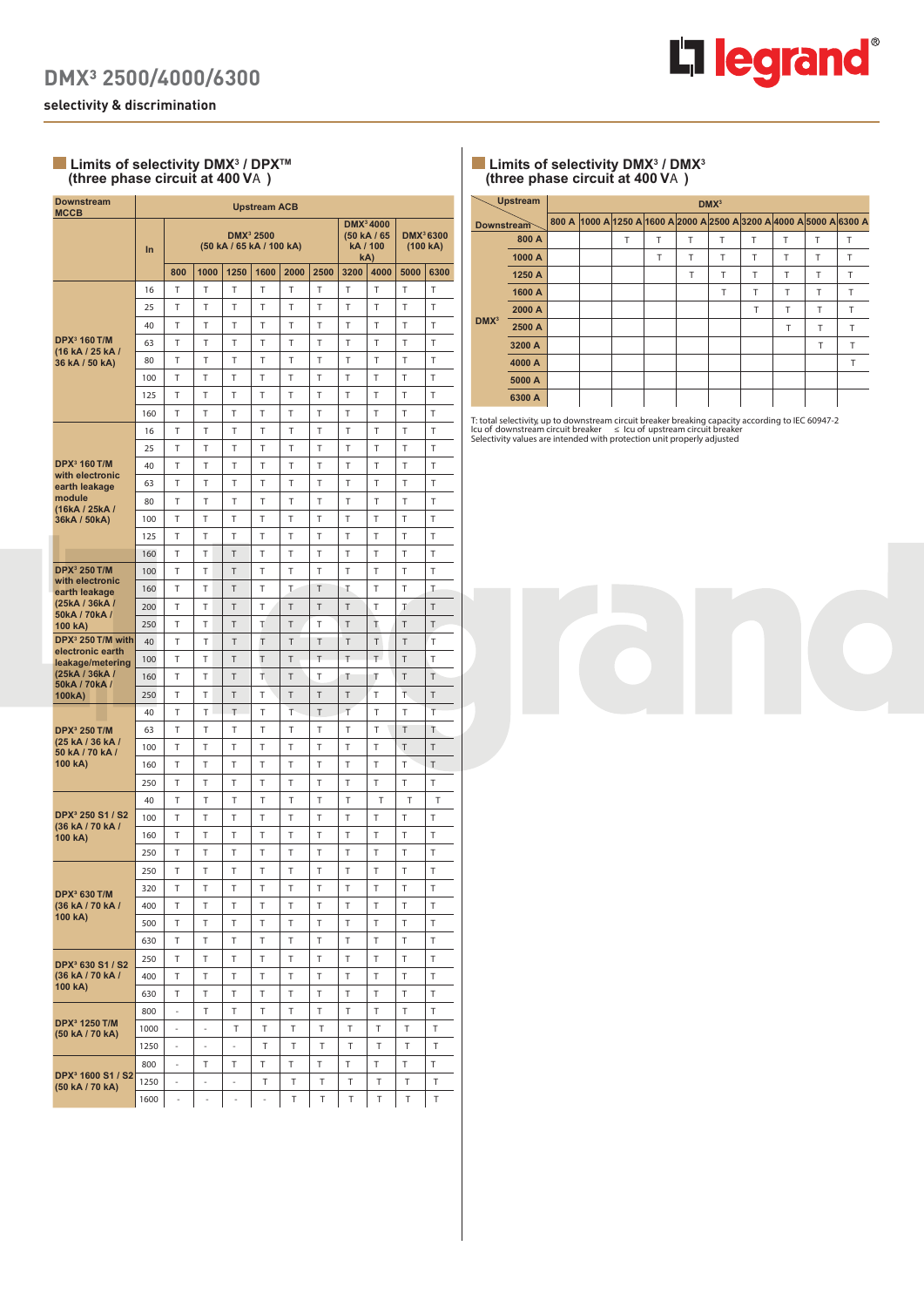# DMX³ 2500/4000/6300

## selectivity & discrimination

### Limits of selectivity DMX³ / DPX™ (three phase circuit at 400 VA )

| Downstream MCCB | In | Upstream ACB | | | | | | | | | |
|---|---|---|---|---|---|---|---|---|---|---|---|
| | | DMX³ 2500 (50 kA / 65 kA / 100 kA) | | | | | | DMX³ 4000 (50 kA / 65 kA / 100 kA) | | DMX³ 6300 (100 kA) | |
| | | 800 | 1000 | 1250 | 1600 | 2000 | 2500 | 3200 | 4000 | 5000 | 6300 |
| DPX³ 160 T/M (16 kA / 25 kA / 36 kA / 50 kA) | 16 | T | T | T | T | T | T | T | T | T | T |
| | 25 | T | T | T | T | T | T | T | T | T | T |
| | 40 | T | T | T | T | T | T | T | T | T | T |
| | 63 | T | T | T | T | T | T | T | T | T | T |
| | 80 | T | T | T | T | T | T | T | T | T | T |
| | 100 | T | T | T | T | T | T | T | T | T | T |
| | 125 | T | T | T | T | T | T | T | T | T | T |
| | 160 | T | T | T | T | T | T | T | T | T | T |
| DPX³ 160 T/M with electronic earth leakage module (16kA / 25kA / 36kA / 50kA) | 16 | T | T | T | T | T | T | T | T | T | T |
| | 25 | T | T | T | T | T | T | T | T | T | T |
| | 40 | T | T | T | T | T | T | T | T | T | T |
| | 63 | T | T | T | T | T | T | T | T | T | T |
| | 80 | T | T | T | T | T | T | T | T | T | T |
| | 100 | T | T | T | T | T | T | T | T | T | T |
| | 125 | T | T | T | T | T | T | T | T | T | T |
| | 160 | T | T | T | T | T | T | T | T | T | T |
| DPX³ 250 T/M with electronic earth leakage (25kA / 36kA / 50kA / 70kA / 100 kA) | 100 | T | T | T | T | T | T | T | T | T | T |
| | 160 | T | T | T | T | T | T | T | T | T | T |
| | 200 | T | T | T | T | T | T | T | T | T | T |
| | 250 | T | T | T | T | T | T | T | T | T | T |
| DPX³ 250 T/M with electronic earth leakage/metering (25kA / 36kA / 50kA / 70kA / 100kA) | 40 | T | T | T | T | T | T | T | T | T | T |
| | 100 | T | T | T | T | T | T | T | T | T | T |
| | 160 | T | T | T | T | T | T | T | T | T | T |
| | 250 | T | T | T | T | T | T | T | T | T | T |
| DPX³ 250 T/M (25 kA / 36 kA / 50 kA / 70 kA / 100 kA) | 40 | T | T | T | T | T | T | T | T | T | T |
| | 63 | T | T | T | T | T | T | T | T | T | T |
| | 100 | T | T | T | T | T | T | T | T | T | T |
| | 160 | T | T | T | T | T | T | T | T | T | T |
| | 250 | T | T | T | T | T | T | T | T | T | T |
| DPX³ 250 S1 / S2 (36 kA / 70 kA / 100 kA) | 40 | T | T | T | T | T | T | T | T | T | T |
| | 100 | T | T | T | T | T | T | T | T | T | T |
| | 160 | T | T | T | T | T | T | T | T | T | T |
| | 250 | T | T | T | T | T | T | T | T | T | T |
| DPX³ 630 T/M (36 kA / 70 kA / 100 kA) | 250 | T | T | T | T | T | T | T | T | T | T |
| | 320 | T | T | T | T | T | T | T | T | T | T |
| | 400 | T | T | T | T | T | T | T | T | T | T |
| | 500 | T | T | T | T | T | T | T | T | T | T |
| | 630 | T | T | T | T | T | T | T | T | T | T |
| DPX³ 630 S1 / S2 (36 kA / 70 kA / 100 kA) | 250 | T | T | T | T | T | T | T | T | T | T |
| | 400 | T | T | T | T | T | T | T | T | T | T |
| | 630 | T | T | T | T | T | T | T | T | T | T |
| DPX³ 1250 T/M (50 kA / 70 kA) | 800 | - | T | T | T | T | T | T | T | T | T |
| | 1000 | - | - | T | T | T | T | T | T | T | T |
| | 1250 | - | - | - | T | T | T | T | T | T | T |
| DPX³ 1600 S1 / S2 (50 kA / 70 kA) | 800 | - | T | T | T | T | T | T | T | T | T |
| | 1250 | - | - | - | T | T | T | T | T | T | T |
| | 1600 | - | - | - | - | T | T | T | T | T | T |

### Limits of selectivity DMX³ / DMX³ (three phase circuit at 400 VA )

| Downstream | Upstream | DMX³ | | | | | | | | | |
|---|---|---|---|---|---|---|---|---|---|---|---|
| | | 800 A | 1000 A | 1250 A | 1600 A | 2000 A | 2500 A | 3200 A | 4000 A | 5000 A | 6300 A |
| DMX³ | 800 A | | | T | T | T | T | T | T | T | T |
| | 1000 A | | | | T | T | T | T | T | T | T |
| | 1250 A | | | | | T | T | T | T | T | T |
| | 1600 A | | | | | | T | T | T | T | T |
| | 2000 A | | | | | | | T | T | T | T |
| | 2500 A | | | | | | | | T | T | T |
| | 3200 A | | | | | | | | | T | T |
| | 4000 A | | | | | | | | | | T |
| | 5000 A | | | | | | | | | | |
| | 6300 A | | | | | | | | | | |

T: total selectivity, up to downstream circuit breaker breaking capacity according to IEC 60947-2
Icu of downstream circuit breaker ≤ Icu of upstream circuit breaker
Selectivity values are intended with protection unit properly adjusted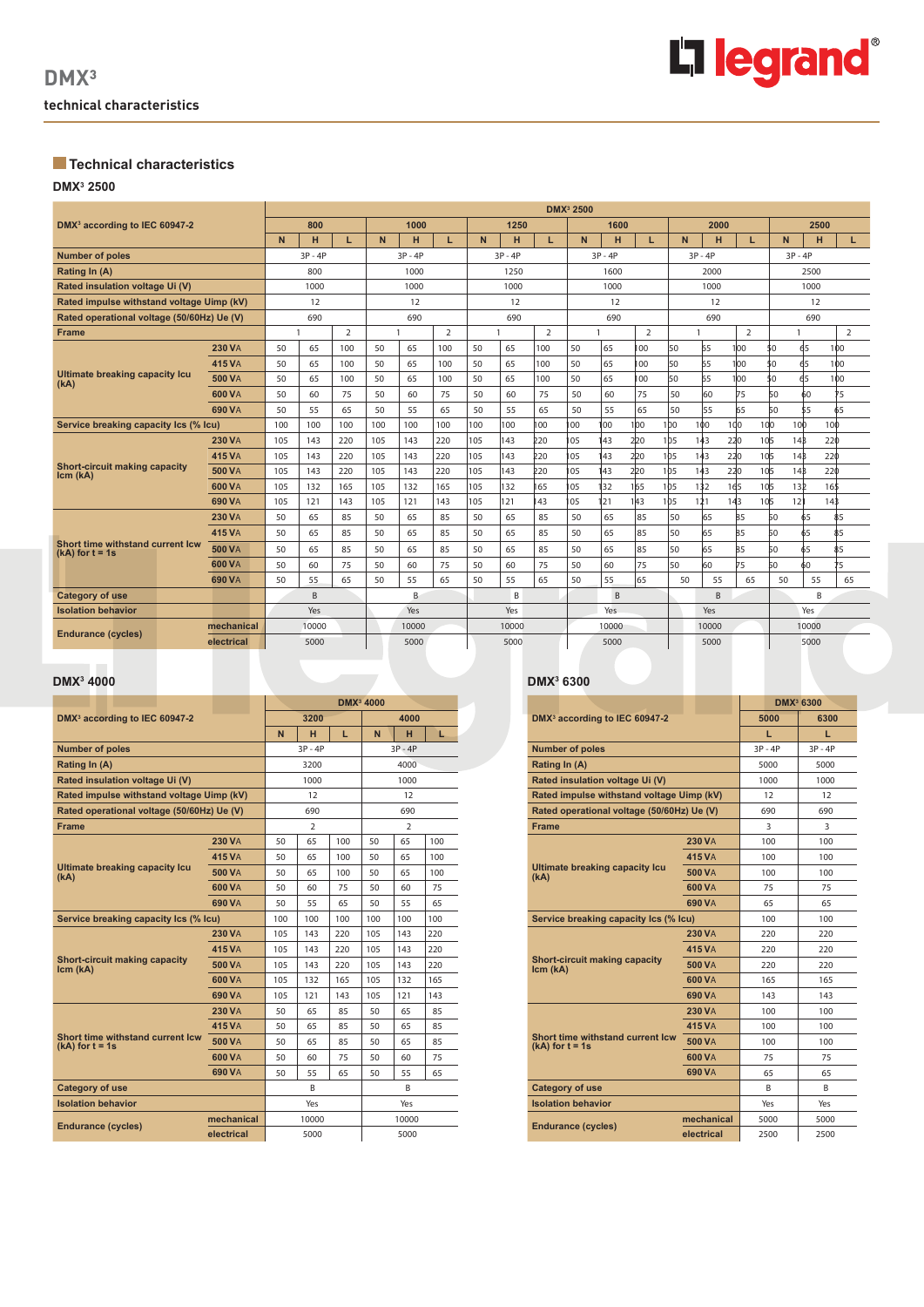# DMX³

## technical characteristics

### Technical characteristics

#### DMX³ 2500

| DMX³ according to IEC 60947-2 | | DMX³ 2500 | | | | | | | | | | | | | | | | | |
|---|---|---|---|---|---|---|---|---|---|---|---|---|---|---|---|---|---|---|---|
| | | 800 | | | 1000 | | | 1250 | | | 1600 | | | 2000 | | | 2500 | | |
| | | N | H | L | N | H | L | N | H | L | N | H | L | N | H | L | N | H | L |
| Number of poles | | 3P - 4P | | | 3P - 4P | | | 3P - 4P | | | 3P - 4P | | | 3P - 4P | | | 3P - 4P | | |
| Rating In (A) | | 800 | | | 1000 | | | 1250 | | | 1600 | | | 2000 | | | 2500 | | |
| Rated insulation voltage Ui (V) | | 1000 | | | 1000 | | | 1000 | | | 1000 | | | 1000 | | | 1000 | | |
| Rated impulse withstand voltage Uimp (kV) | | 12 | | | 12 | | | 12 | | | 12 | | | 12 | | | 12 | | |
| Rated operational voltage (50/60Hz) Ue (V) | | 690 | | | 690 | | | 690 | | | 690 | | | 690 | | | 690 | | |
| Frame | | 1 | | 2 | 1 | | 2 | 1 | | 2 | 1 | | 2 | 1 | | 2 | 1 | | 2 |
| Ultimate breaking capacity Icu (kA) | 230 VA | 50 | 65 | 100 | 50 | 65 | 100 | 50 | 65 | 100 | 50 | 65 | 100 | 50 | 65 | 100 | 50 | 65 | 100 |
| | 415 VA | 50 | 65 | 100 | 50 | 65 | 100 | 50 | 65 | 100 | 50 | 65 | 100 | 50 | 65 | 100 | 50 | 65 | 100 |
| | 500 VA | 50 | 65 | 100 | 50 | 65 | 100 | 50 | 65 | 100 | 50 | 65 | 100 | 50 | 65 | 100 | 50 | 65 | 100 |
| | 600 VA | 50 | 60 | 75 | 50 | 60 | 75 | 50 | 60 | 75 | 50 | 60 | 75 | 50 | 60 | 75 | 50 | 60 | 75 |
| | 690 VA | 50 | 55 | 65 | 50 | 55 | 65 | 50 | 55 | 65 | 50 | 55 | 65 | 50 | 55 | 65 | 50 | 55 | 65 |
| Service breaking capacity Ics (% Icu) | | 100 | 100 | 100 | 100 | 100 | 100 | 100 | 100 | 100 | 100 | 100 | 100 | 100 | 100 | 100 | 100 | 100 | 100 |
| Short-circuit making capacity Icm (kA) | 230 VA | 105 | 143 | 220 | 105 | 143 | 220 | 105 | 143 | 220 | 105 | 143 | 220 | 105 | 143 | 220 | 105 | 143 | 220 |
| | 415 VA | 105 | 143 | 220 | 105 | 143 | 220 | 105 | 143 | 220 | 105 | 143 | 220 | 105 | 143 | 220 | 105 | 143 | 220 |
| | 500 VA | 105 | 143 | 220 | 105 | 143 | 220 | 105 | 143 | 220 | 105 | 143 | 220 | 105 | 143 | 220 | 105 | 143 | 220 |
| | 600 VA | 105 | 132 | 165 | 105 | 132 | 165 | 105 | 132 | 165 | 105 | 132 | 165 | 105 | 132 | 165 | 105 | 132 | 165 |
| | 690 VA | 105 | 121 | 143 | 105 | 121 | 143 | 105 | 121 | 143 | 105 | 121 | 143 | 105 | 121 | 143 | 105 | 121 | 143 |
| Short time withstand current Icw (kA) for t = 1s | 230 VA | 50 | 65 | 85 | 50 | 65 | 85 | 50 | 65 | 85 | 50 | 65 | 85 | 50 | 65 | 85 | 50 | 65 | 85 |
| | 415 VA | 50 | 65 | 85 | 50 | 65 | 85 | 50 | 65 | 85 | 50 | 65 | 85 | 50 | 65 | 85 | 50 | 65 | 85 |
| | 500 VA | 50 | 65 | 85 | 50 | 65 | 85 | 50 | 65 | 85 | 50 | 65 | 85 | 50 | 65 | 85 | 50 | 65 | 85 |
| | 600 VA | 50 | 60 | 75 | 50 | 60 | 75 | 50 | 60 | 75 | 50 | 60 | 75 | 50 | 60 | 75 | 50 | 60 | 75 |
| | 690 VA | 50 | 55 | 65 | 50 | 55 | 65 | 50 | 55 | 65 | 50 | 55 | 65 | 50 | 55 | 65 | 50 | 55 | 65 |
| Category of use | | B | | | B | | | B | | | B | | | B | | | B | | |
| Isolation behavior | | Yes | | | Yes | | | Yes | | | Yes | | | Yes | | | Yes | | |
| Endurance (cycles) | mechanical | 10000 | | | 10000 | | | 10000 | | | 10000 | | | 10000 | | | 10000 | | |
| | electrical | 5000 | | | 5000 | | | 5000 | | | 5000 | | | 5000 | | | 5000 | | |

#### DMX³ 4000

| DMX³ according to IEC 60947-2 | | DMX³ 4000 | | | | | |
|---|---|---|---|---|---|---|---|
| | | 3200 | | | 4000 | | |
| | | N | H | L | N | H | L |
| Number of poles | | 3P - 4P | | | 3P - 4P | | |
| Rating In (A) | | 3200 | | | 4000 | | |
| Rated insulation voltage Ui (V) | | 1000 | | | 1000 | | |
| Rated impulse withstand voltage Uimp (kV) | | 12 | | | 12 | | |
| Rated operational voltage (50/60Hz) Ue (V) | | 690 | | | 690 | | |
| Frame | | 2 | | | 2 | | |
| Ultimate breaking capacity Icu (kA) | 230 VA | 50 | 65 | 100 | 50 | 65 | 100 |
| | 415 VA | 50 | 65 | 100 | 50 | 65 | 100 |
| | 500 VA | 50 | 65 | 100 | 50 | 65 | 100 |
| | 600 VA | 50 | 60 | 75 | 50 | 60 | 75 |
| | 690 VA | 50 | 55 | 65 | 50 | 55 | 65 |
| Service breaking capacity Ics (% Icu) | | 100 | 100 | 100 | 100 | 100 | 100 |
| Short-circuit making capacity Icm (kA) | 230 VA | 105 | 143 | 220 | 105 | 143 | 220 |
| | 415 VA | 105 | 143 | 220 | 105 | 143 | 220 |
| | 500 VA | 105 | 143 | 220 | 105 | 143 | 220 |
| | 600 VA | 105 | 132 | 165 | 105 | 132 | 165 |
| | 690 VA | 105 | 121 | 143 | 105 | 121 | 143 |
| Short time withstand current Icw (kA) for t = 1s | 230 VA | 50 | 65 | 85 | 50 | 65 | 85 |
| | 415 VA | 50 | 65 | 85 | 50 | 65 | 85 |
| | 500 VA | 50 | 65 | 85 | 50 | 65 | 85 |
| | 600 VA | 50 | 60 | 75 | 50 | 60 | 75 |
| | 690 VA | 50 | 55 | 65 | 50 | 55 | 65 |
| Category of use | | B | | | B | | |
| Isolation behavior | | Yes | | | Yes | | |
| Endurance (cycles) | mechanical | 10000 | | | 10000 | | |
| | electrical | 5000 | | | 5000 | | |

#### DMX³ 6300

| DMX³ according to IEC 60947-2 | | DMX³ 6300 | |
|---|---|---|---|
| | | 5000 | 6300 |
| | | L | L |
| Number of poles | | 3P - 4P | 3P - 4P |
| Rating In (A) | | 5000 | 5000 |
| Rated insulation voltage Ui (V) | | 1000 | 1000 |
| Rated impulse withstand voltage Uimp (kV) | | 12 | 12 |
| Rated operational voltage (50/60Hz) Ue (V) | | 690 | 690 |
| Frame | | 3 | 3 |
| Ultimate breaking capacity Icu (kA) | 230 VA | 100 | 100 |
| | 415 VA | 100 | 100 |
| | 500 VA | 100 | 100 |
| | 600 VA | 75 | 75 |
| | 690 VA | 65 | 65 |
| Service breaking capacity Ics (% Icu) | | 100 | 100 |
| Short-circuit making capacity Icm (kA) | 230 VA | 220 | 220 |
| | 415 VA | 220 | 220 |
| | 500 VA | 220 | 220 |
| | 600 VA | 165 | 165 |
| | 690 VA | 143 | 143 |
| Short time withstand current Icw (kA) for t = 1s | 230 VA | 100 | 100 |
| | 415 VA | 100 | 100 |
| | 500 VA | 100 | 100 |
| | 600 VA | 75 | 75 |
| | 690 VA | 65 | 65 |
| Category of use | | B | B |
| Isolation behavior | | Yes | Yes |
| Endurance (cycles) | mechanical | 5000 | 5000 |
| | electrical | 2500 | 2500 |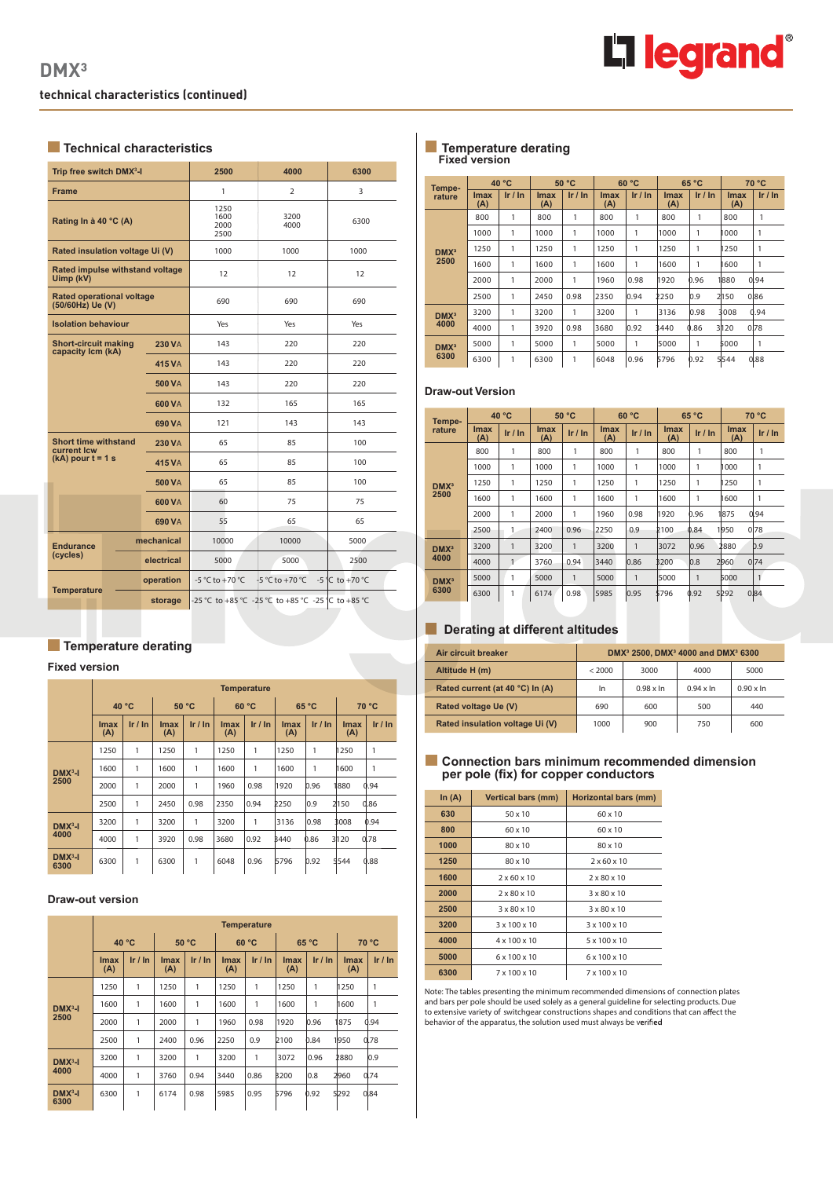# DMX³

## technical characteristics (continued)

### Technical characteristics

| Trip free switch DMX³-I | | 2500 | 4000 | 6300 |
|---|---|---|---|---|
| Frame | | 1 | 2 | 3 |
| Rating In à 40 °C (A) | | 1250<br>1600<br>2000<br>2500 | 3200<br>4000 | 6300 |
| Rated insulation voltage Ui (V) | | 1000 | 1000 | 1000 |
| Rated impulse withstand voltage Uimp (kV) | | 12 | 12 | 12 |
| Rated operational voltage (50/60Hz) Ue (V) | | 690 | 690 | 690 |
| Isolation behaviour | | Yes | Yes | Yes |
| Short-circuit making capacity Icm (kA) | 230 VA | 143 | 220 | 220 |
| | 415 VA | 143 | 220 | 220 |
| | 500 VA | 143 | 220 | 220 |
| | 600 VA | 132 | 165 | 165 |
| | 690 VA | 121 | 143 | 143 |
| Short time withstand current Icw (kA) pour t = 1 s | 230 VA | 65 | 85 | 100 |
| | 415 VA | 65 | 85 | 100 |
| | 500 VA | 65 | 85 | 100 |
| | 600 VA | 60 | 75 | 75 |
| | 690 VA | 55 | 65 | 65 |
| Endurance (cycles) | mechanical | 10000 | 10000 | 5000 |
| | electrical | 5000 | 5000 | 2500 |
| Temperature | operation | -5 °C to +70 °C | -5 °C to +70 °C | -5 °C to +70 °C |
| | storage | -25 °C to +85 °C | -25 °C to +85 °C | -25 °C to +85 °C |

### Temperature derating

#### Fixed version

| | Temperature | | | | | | | | | |
|---|---|---|---|---|---|---|---|---|---|---|
| | 40 °C | | 50 °C | | 60 °C | | 65 °C | | 70 °C | |
| | Imax (A) | Ir / In | Imax (A) | Ir / In | Imax (A) | Ir / In | Imax (A) | Ir / In | Imax (A) | Ir / In |
| DMX³-I 2500 | 1250 | 1 | 1250 | 1 | 1250 | 1 | 1250 | 1 | 1250 | 1 |
| | 1600 | 1 | 1600 | 1 | 1600 | 1 | 1600 | 1 | 1600 | 1 |
| | 2000 | 1 | 2000 | 1 | 1960 | 0.98 | 1920 | 0.96 | 1880 | 0.94 |
| | 2500 | 1 | 2450 | 0.98 | 2350 | 0.94 | 2250 | 0.9 | 2150 | 0.86 |
| DMX³-I 4000 | 3200 | 1 | 3200 | 1 | 3200 | 1 | 3136 | 0.98 | 3008 | 0.94 |
| | 4000 | 1 | 3920 | 0.98 | 3680 | 0.92 | 3440 | 0.86 | 3120 | 0.78 |
| DMX³-I 6300 | 6300 | 1 | 6300 | 1 | 6048 | 0.96 | 5796 | 0.92 | 5544 | 0.88 |

#### Draw-out version

| | Temperature | | | | | | | | | |
|---|---|---|---|---|---|---|---|---|---|---|
| | 40 °C | | 50 °C | | 60 °C | | 65 °C | | 70 °C | |
| | Imax (A) | Ir / In | Imax (A) | Ir / In | Imax (A) | Ir / In | Imax (A) | Ir / In | Imax (A) | Ir / In |
| DMX³-I 2500 | 1250 | 1 | 1250 | 1 | 1250 | 1 | 1250 | 1 | 1250 | 1 |
| | 1600 | 1 | 1600 | 1 | 1600 | 1 | 1600 | 1 | 1600 | 1 |
| | 2000 | 1 | 2000 | 1 | 1960 | 0.98 | 1920 | 0.96 | 1875 | 0.94 |
| | 2500 | 1 | 2400 | 0.96 | 2250 | 0.9 | 2100 | 0.84 | 1950 | 0.78 |
| DMX³-I 4000 | 3200 | 1 | 3200 | 1 | 3200 | 1 | 3072 | 0.96 | 2880 | 0.9 |
| | 4000 | 1 | 3760 | 0.94 | 3440 | 0.86 | 3200 | 0.8 | 2960 | 0.74 |
| DMX³-I 6300 | 6300 | 1 | 6174 | 0.98 | 5985 | 0.95 | 5796 | 0.92 | 5292 | 0.84 |

### Temperature derating

#### Fixed version

| Temperature | 40 °C | | 50 °C | | 60 °C | | 65 °C | | 70 °C | |
|---|---|---|---|---|---|---|---|---|---|---|
| | Imax (A) | Ir / In | Imax (A) | Ir / In | Imax (A) | Ir / In | Imax (A) | Ir / In | Imax (A) | Ir / In |
| DMX³ 2500 | 800 | 1 | 800 | 1 | 800 | 1 | 800 | 1 | 800 | 1 |
| | 1000 | 1 | 1000 | 1 | 1000 | 1 | 1000 | 1 | 1000 | 1 |
| | 1250 | 1 | 1250 | 1 | 1250 | 1 | 1250 | 1 | 1250 | 1 |
| | 1600 | 1 | 1600 | 1 | 1600 | 1 | 1600 | 1 | 1600 | 1 |
| | 2000 | 1 | 2000 | 1 | 1960 | 0.98 | 1920 | 0.96 | 1880 | 0.94 |
| | 2500 | 1 | 2450 | 0.98 | 2350 | 0.94 | 2250 | 0.9 | 2150 | 0.86 |
| DMX³ 4000 | 3200 | 1 | 3200 | 1 | 3200 | 1 | 3136 | 0.98 | 3008 | 0.94 |
| | 4000 | 1 | 3920 | 0.98 | 3680 | 0.92 | 3440 | 0.86 | 3120 | 0.78 |
| DMX³ 6300 | 5000 | 1 | 5000 | 1 | 5000 | 1 | 5000 | 1 | 5000 | 1 |
| | 6300 | 1 | 6300 | 1 | 6048 | 0.96 | 5796 | 0.92 | 5544 | 0.88 |

#### Draw-out Version

| Temperature | 40 °C | | 50 °C | | 60 °C | | 65 °C | | 70 °C | |
|---|---|---|---|---|---|---|---|---|---|---|
| | Imax (A) | Ir / In | Imax (A) | Ir / In | Imax (A) | Ir / In | Imax (A) | Ir / In | Imax (A) | Ir / In |
| DMX³ 2500 | 800 | 1 | 800 | 1 | 800 | 1 | 800 | 1 | 800 | 1 |
| | 1000 | 1 | 1000 | 1 | 1000 | 1 | 1000 | 1 | 1000 | 1 |
| | 1250 | 1 | 1250 | 1 | 1250 | 1 | 1250 | 1 | 1250 | 1 |
| | 1600 | 1 | 1600 | 1 | 1600 | 1 | 1600 | 1 | 1600 | 1 |
| | 2000 | 1 | 2000 | 1 | 1960 | 0.98 | 1920 | 0.96 | 1875 | 0.94 |
| | 2500 | 1 | 2400 | 0.96 | 2250 | 0.9 | 2100 | 0.84 | 1950 | 0.78 |
| DMX³ 4000 | 3200 | 1 | 3200 | 1 | 3200 | 1 | 3072 | 0.96 | 2880 | 0.9 |
| | 4000 | 1 | 3760 | 0.94 | 3440 | 0.86 | 3200 | 0.8 | 2960 | 0.74 |
| DMX³ 6300 | 5000 | 1 | 5000 | 1 | 5000 | 1 | 5000 | 1 | 5000 | 1 |
| | 6300 | 1 | 6174 | 0.98 | 5985 | 0.95 | 5796 | 0.92 | 5292 | 0.84 |

### Derating at different altitudes

| Air circuit breaker | DMX³ 2500, DMX³ 4000 and DMX³ 6300 | | | |
|---|---|---|---|---|
| Altitude H (m) | < 2000 | 3000 | 4000 | 5000 |
| Rated current (at 40 °C) In (A) | In | 0.98 x In | 0.94 x In | 0.90 x In |
| Rated voltage Ue (V) | 690 | 600 | 500 | 440 |
| Rated insulation voltage Ui (V) | 1000 | 900 | 750 | 600 |

### Connection bars minimum recommended dimension per pole (fix) for copper conductors

| In (A) | Vertical bars (mm) | Horizontal bars (mm) |
|---|---|---|
| 630 | 50 x 10 | 60 x 10 |
| 800 | 60 x 10 | 60 x 10 |
| 1000 | 80 x 10 | 80 x 10 |
| 1250 | 80 x 10 | 2 x 60 x 10 |
| 1600 | 2 x 60 x 10 | 2 x 80 x 10 |
| 2000 | 2 x 80 x 10 | 3 x 80 x 10 |
| 2500 | 3 x 80 x 10 | 3 x 80 x 10 |
| 3200 | 3 x 100 x 10 | 3 x 100 x 10 |
| 4000 | 4 x 100 x 10 | 5 x 100 x 10 |
| 5000 | 6 x 100 x 10 | 6 x 100 x 10 |
| 6300 | 7 x 100 x 10 | 7 x 100 x 10 |

Note: The tables presenting the minimum recommended dimensions of connection plates and bars per pole should be used solely as a general guideline for selecting products. Due to extensive variety of switchgear constructions shapes and conditions that can affect the behavior of the apparatus, the solution used must always be verified